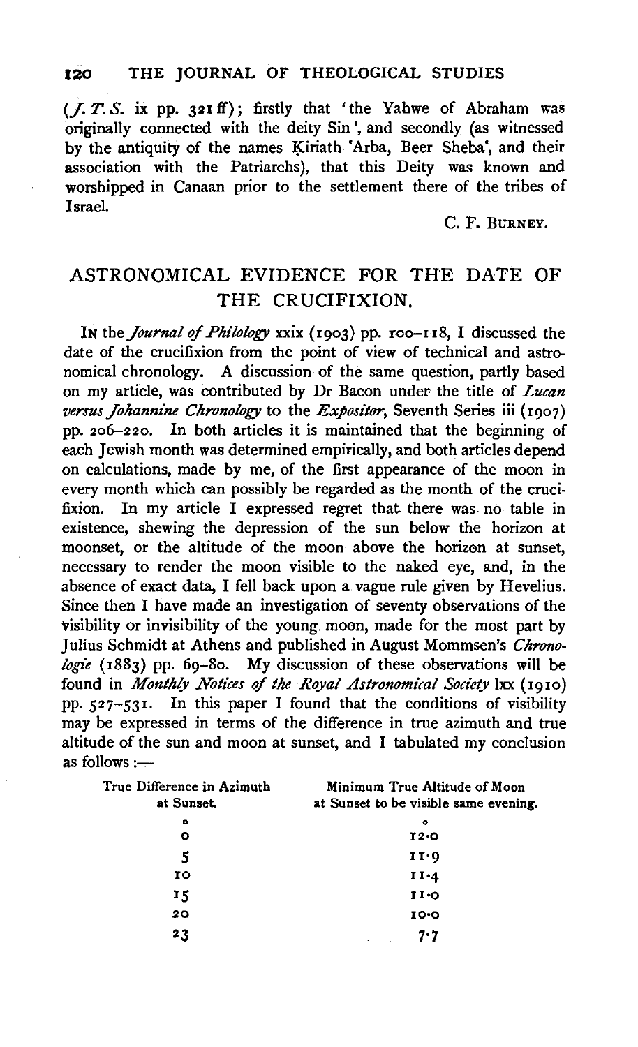(*J. T. S.* ix pp. 321 ff); firstly that 'the Yahwe of Abraham was originally connected with the deity Sin', and secondly (as witnessed by the antiquity of the names Ḳiriath 'Arba, Beer Sheba', and their association with the Patriarchs), that this Deity was known and worshipped in Canaan prior to the settlement there of the tribes of Israel.

C. F. BURNEY.

## ASTRONOMICAL EVIDENCE FOR THE DATE OF THE CRUCIFIXION.

IN the *Journal of Philology* xxix (1903) pp. 100–118, I discussed the date of the crucifixion from the point of view of technical and astronomical chronology. A discussion of the same question, partly based on my article, was contributed by Dr Bacon under the title of *Lucan versus Johannine Chronology* to the *Expositor*, Seventh Series iii (1907) pp. 206–220. In both articles it is maintained that the beginning of each Jewish month was determined empirically, and both articles depend on calculations, made by me, of the first appearance of the moon in every month which can possibly be regarded as the month of the crucifixion. In my article I expressed regret that there was no table in existence, shewing the depression of the sun below the horizon at moonset, or the altitude of the moon above the horizon at sunset, necessary to render the moon visible to the naked eye, and, in the absence of exact data, I fell back upon a vague rule given by Hevelius. Since then I have made an investigation of seventy observations of the visibility or invisibility of the young moon, made for the most part by Julius Schmidt at Athens and published in August Mommsen's *Chronologie* (1883) pp. 69–80. My discussion of these observations will be found in *Monthly Notices of the Royal Astronomical Society* lxx (1910) pp. 527–531. In this paper I found that the conditions of visibility may be expressed in terms of the difference in true azimuth and true altitude of the sun and moon at sunset, and I tabulated my conclusion as follows:—

| True Difference in Azimuth at Sunset. | Minimum True Altitude of Moon at Sunset to be visible same evening. |
|---|---|
| ° | ° |
| 0 | 12·0 |
| 5 | 11·9 |
| 10 | 11·4 |
| 15 | 11·0 |
| 20 | 10·0 |
| 23 | 7·7 |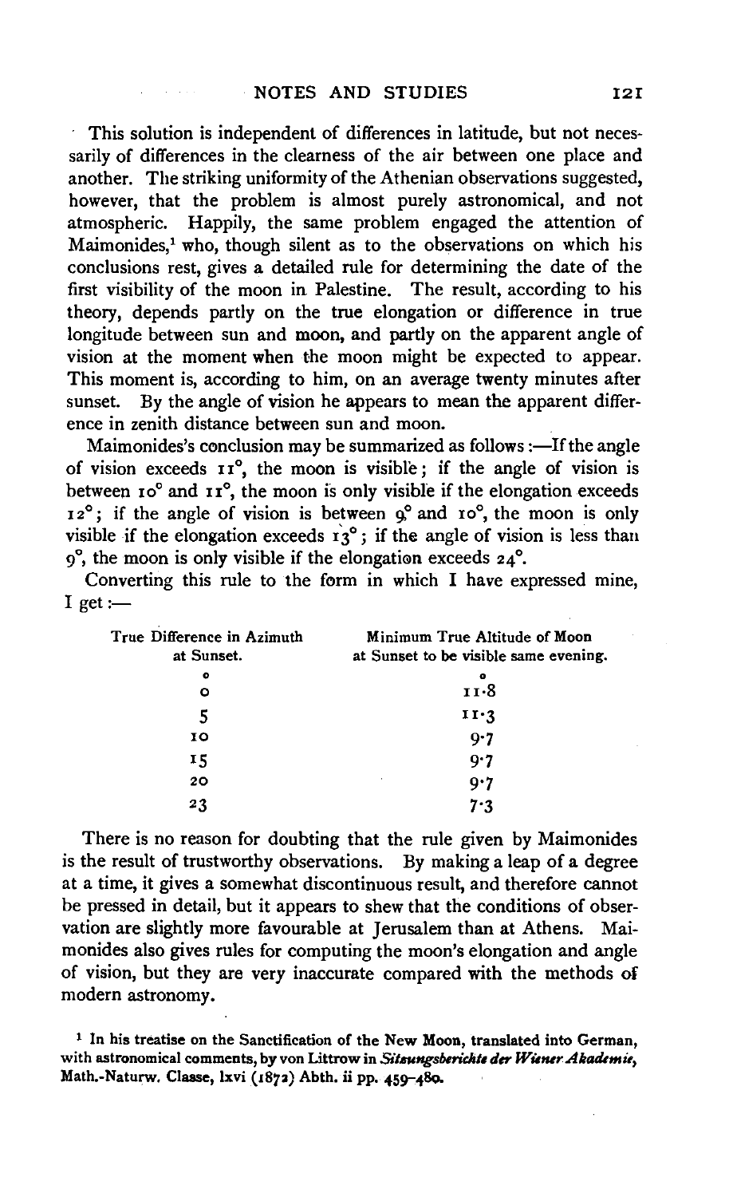This solution is independent of differences in latitude, but not necessarily of differences in the clearness of the air between one place and another. The striking uniformity of the Athenian observations suggested, however, that the problem is almost purely astronomical, and not atmospheric. Happily, the same problem engaged the attention of Maimonides,[1] who, though silent as to the observations on which his conclusions rest, gives a detailed rule for determining the date of the first visibility of the moon in Palestine. The result, according to his theory, depends partly on the true elongation or difference in true longitude between sun and moon, and partly on the apparent angle of vision at the moment when the moon might be expected to appear. This moment is, according to him, on an average twenty minutes after sunset. By the angle of vision he appears to mean the apparent difference in zenith distance between sun and moon.

Maimonides's conclusion may be summarized as follows:—If the angle of vision exceeds 11°, the moon is visible; if the angle of vision is between 10° and 11°, the moon is only visible if the elongation exceeds 12°; if the angle of vision is between 9° and 10°, the moon is only visible if the elongation exceeds 13°; if the angle of vision is less than 9°, the moon is only visible if the elongation exceeds 24°.

Converting this rule to the form in which I have expressed mine, I get:—

| True Difference in Azimuth at Sunset. | Minimum True Altitude of Moon at Sunset to be visible same evening. |
|---|---|
| ° | ° |
| 0 | 11·8 |
| 5 | 11·3 |
| 10 | 9·7 |
| 15 | 9·7 |
| 20 | 9·7 |
| 23 | 7·3 |

There is no reason for doubting that the rule given by Maimonides is the result of trustworthy observations. By making a leap of a degree at a time, it gives a somewhat discontinuous result, and therefore cannot be pressed in detail, but it appears to shew that the conditions of observation are slightly more favourable at Jerusalem than at Athens. Maimonides also gives rules for computing the moon's elongation and angle of vision, but they are very inaccurate compared with the methods of modern astronomy.

[1] In his treatise on the Sanctification of the New Moon, translated into German, with astronomical comments, by von Littrow in *Sitzungsberichte der Wiener Akademie*, Math.-Naturw. Classe, lxvi (1872) Abth. ii pp. 459–480.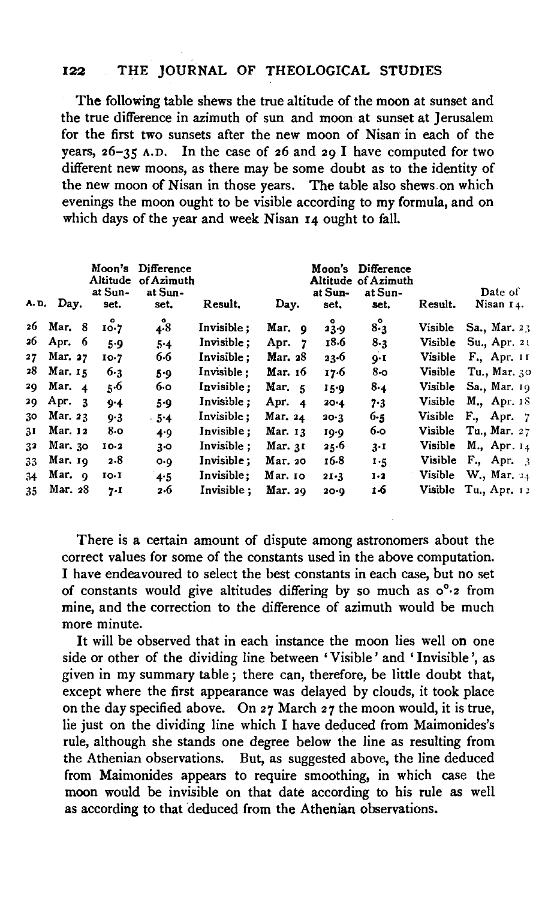The following table shews the true altitude of the moon at sunset and the true difference in azimuth of sun and moon at sunset at Jerusalem for the first two sunsets after the new moon of Nisan in each of the years, 26–35 A.D. In the case of 26 and 29 I have computed for two different new moons, as there may be some doubt as to the identity of the new moon of Nisan in those years. The table also shews on which evenings the moon ought to be visible according to my formula, and on which days of the year and week Nisan 14 ought to fall.

| A.D. | Day. | Moon's Altitude at Sunset. | Difference of Azimuth at Sunset. | Result. | Day. | Moon's Altitude at Sunset. | Difference of Azimuth at Sunset. | Result. | Date of Nisan 14. |
|---|---|---|---|---|---|---|---|---|---|
| 26 | Mar. 8 | 10°.7 | 4°.8 | Invisible; | Mar. 9 | 23°.9 | 8°.3 | Visible | Sa., Mar. 23 |
| 26 | Apr. 6 | 5.9 | 5.4 | Invisible; | Apr. 7 | 18.6 | 8.3 | Visible | Su., Apr. 21 |
| 27 | Mar. 27 | 10.7 | 6.6 | Invisible; | Mar. 28 | 23.6 | 9.1 | Visible | F., Apr. 11 |
| 28 | Mar. 15 | 6.3 | 5.9 | Invisible; | Mar. 16 | 17.6 | 8.0 | Visible | Tu., Mar. 30 |
| 29 | Mar. 4 | 5.6 | 6.0 | Invisible; | Mar. 5 | 15.9 | 8.4 | Visible | Sa., Mar. 19 |
| 29 | Apr. 3 | 9.4 | 5.9 | Invisible; | Apr. 4 | 20.4 | 7.3 | Visible | M., Apr. 18 |
| 30 | Mar. 23 | 9.3 | 5.4 | Invisible; | Mar. 24 | 20.3 | 6.5 | Visible | F., Apr. 7 |
| 31 | Mar. 12 | 8.0 | 4.9 | Invisible; | Mar. 13 | 19.9 | 6.0 | Visible | Tu., Mar. 27 |
| 32 | Mar. 30 | 10.2 | 3.0 | Invisible; | Mar. 31 | 25.6 | 3.1 | Visible | M., Apr. 14 |
| 33 | Mar. 19 | 2.8 | 0.9 | Invisible; | Mar. 20 | 16.8 | 1.5 | Visible | F., Apr. 3 |
| 34 | Mar. 9 | 10.1 | 4.5 | Invisible; | Mar. 10 | 21.3 | 1.2 | Visible | W., Mar. 24 |
| 35 | Mar. 28 | 7.1 | 2.6 | Invisible; | Mar. 29 | 20.9 | 1.6 | Visible | Tu., Apr. 12 |

There is a certain amount of dispute among astronomers about the correct values for some of the constants used in the above computation. I have endeavoured to select the best constants in each case, but no set of constants would give altitudes differing by so much as 0°.2 from mine, and the correction to the difference of azimuth would be much more minute.

It will be observed that in each instance the moon lies well on one side or other of the dividing line between 'Visible' and 'Invisible', as given in my summary table; there can, therefore, be little doubt that, except where the first appearance was delayed by clouds, it took place on the day specified above. On 27 March 27 the moon would, it is true, lie just on the dividing line which I have deduced from Maimonides's rule, although she stands one degree below the line as resulting from the Athenian observations. But, as suggested above, the line deduced from Maimonides appears to require smoothing, in which case the moon would be invisible on that date according to his rule as well as according to that deduced from the Athenian observations.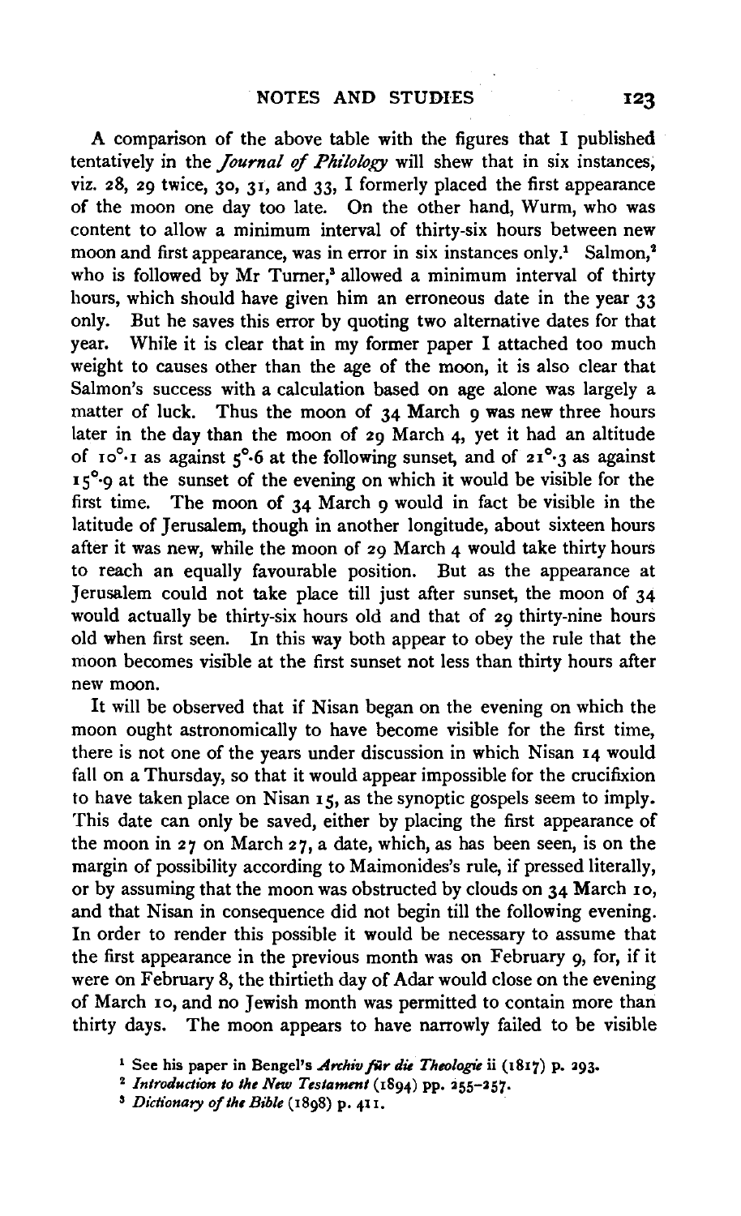A comparison of the above table with the figures that I published tentatively in the *Journal of Philology* will shew that in six instances, viz. 28, 29 twice, 30, 31, and 33, I formerly placed the first appearance of the moon one day too late. On the other hand, Wurm, who was content to allow a minimum interval of thirty-six hours between new moon and first appearance, was in error in six instances only.[1] Salmon,[2] who is followed by Mr Turner,[3] allowed a minimum interval of thirty hours, which should have given him an erroneous date in the year 33 only. But he saves this error by quoting two alternative dates for that year. While it is clear that in my former paper I attached too much weight to causes other than the age of the moon, it is also clear that Salmon's success with a calculation based on age alone was largely a matter of luck. Thus the moon of 34 March 9 was new three hours later in the day than the moon of 29 March 4, yet it had an altitude of 10°·1 as against 5°·6 at the following sunset, and of 21°·3 as against 15°·9 at the sunset of the evening on which it would be visible for the first time. The moon of 34 March 9 would in fact be visible in the latitude of Jerusalem, though in another longitude, about sixteen hours after it was new, while the moon of 29 March 4 would take thirty hours to reach an equally favourable position. But as the appearance at Jerusalem could not take place till just after sunset, the moon of 34 would actually be thirty-six hours old and that of 29 thirty-nine hours old when first seen. In this way both appear to obey the rule that the moon becomes visible at the first sunset not less than thirty hours after new moon.

It will be observed that if Nisan began on the evening on which the moon ought astronomically to have become visible for the first time, there is not one of the years under discussion in which Nisan 14 would fall on a Thursday, so that it would appear impossible for the crucifixion to have taken place on Nisan 15, as the synoptic gospels seem to imply. This date can only be saved, either by placing the first appearance of the moon in 27 on March 27, a date, which, as has been seen, is on the margin of possibility according to Maimonides's rule, if pressed literally, or by assuming that the moon was obstructed by clouds on 34 March 10, and that Nisan in consequence did not begin till the following evening. In order to render this possible it would be necessary to assume that the first appearance in the previous month was on February 9, for, if it were on February 8, the thirtieth day of Adar would close on the evening of March 10, and no Jewish month was permitted to contain more than thirty days. The moon appears to have narrowly failed to be visible

[1] See his paper in Bengel's *Archiv für die Theologie* ii (1817) p. 293.

[2] *Introduction to the New Testament* (1894) pp. 255–257.

[3] *Dictionary of the Bible* (1898) p. 411.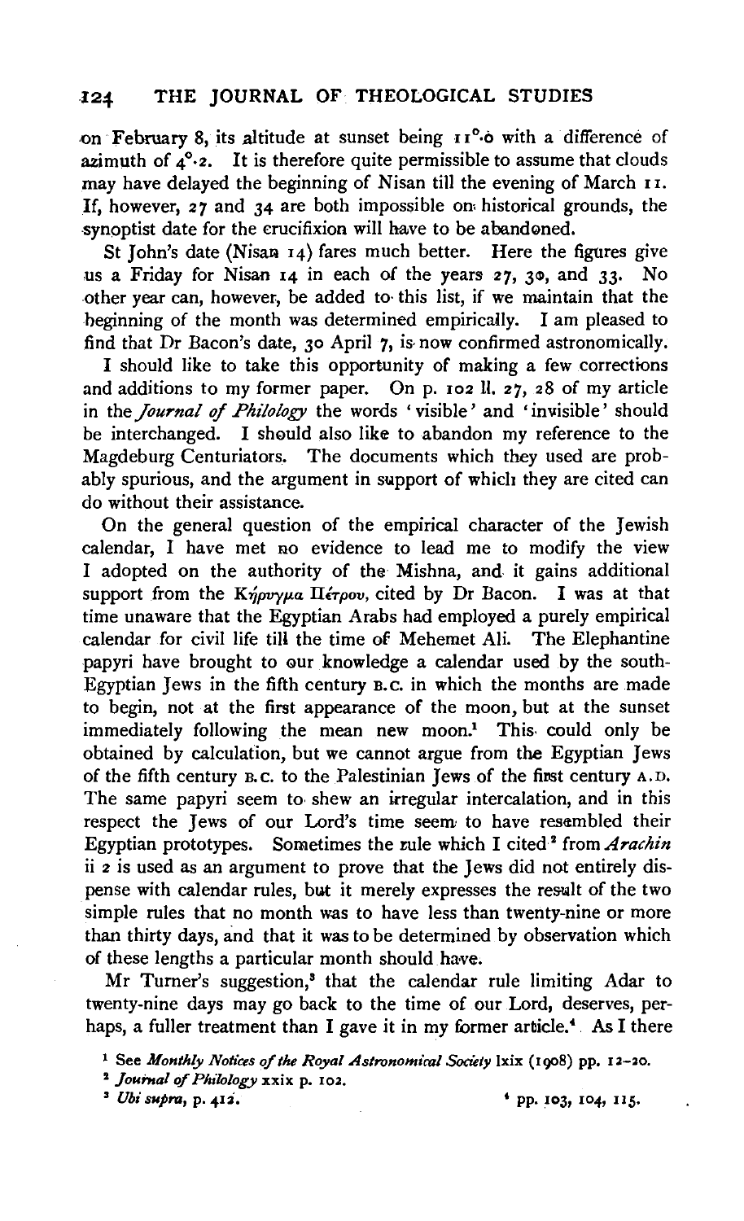on February 8, its altitude at sunset being 11°.6 with a difference of azimuth of 4°.2. It is therefore quite permissible to assume that clouds may have delayed the beginning of Nisan till the evening of March 11. If, however, 27 and 34 are both impossible on historical grounds, the synoptist date for the crucifixion will have to be abandoned.

St John's date (Nisan 14) fares much better. Here the figures give us a Friday for Nisan 14 in each of the years 27, 30, and 33. No other year can, however, be added to this list, if we maintain that the beginning of the month was determined empirically. I am pleased to find that Dr Bacon's date, 30 April 7, is now confirmed astronomically.

I should like to take this opportunity of making a few corrections and additions to my former paper. On p. 102 ll. 27, 28 of my article in the *Journal of Philology* the words 'visible' and 'invisible' should be interchanged. I should also like to abandon my reference to the Magdeburg Centuriators. The documents which they used are probably spurious, and the argument in support of which they are cited can do without their assistance.

On the general question of the empirical character of the Jewish calendar, I have met no evidence to lead me to modify the view I adopted on the authority of the Mishna, and it gains additional support from the Κήρυγμα Πέτρου, cited by Dr Bacon. I was at that time unaware that the Egyptian Arabs had employed a purely empirical calendar for civil life till the time of Mehemet Ali. The Elephantine papyri have brought to our knowledge a calendar used by the south-Egyptian Jews in the fifth century B.C. in which the months are made to begin, not at the first appearance of the moon, but at the sunset immediately following the mean new moon.[1] This could only be obtained by calculation, but we cannot argue from the Egyptian Jews of the fifth century B.C. to the Palestinian Jews of the first century A.D. The same papyri seem to shew an irregular intercalation, and in this respect the Jews of our Lord's time seem to have resembled their Egyptian prototypes. Sometimes the rule which I cited[2] from *Arachin* ii 2 is used as an argument to prove that the Jews did not entirely dispense with calendar rules, but it merely expresses the result of the two simple rules that no month was to have less than twenty-nine or more than thirty days, and that it was to be determined by observation which of these lengths a particular month should have.

Mr Turner's suggestion,[3] that the calendar rule limiting Adar to twenty-nine days may go back to the time of our Lord, deserves, perhaps, a fuller treatment than I gave it in my former article.[4] As I there

[1] See *Monthly Notices of the Royal Astronomical Society* lxix (1908) pp. 12–20.

[2] *Journal of Philology* xxix p. 102.

[3] *Ubi supra*, p. 412.

[4] pp. 103, 104, 115.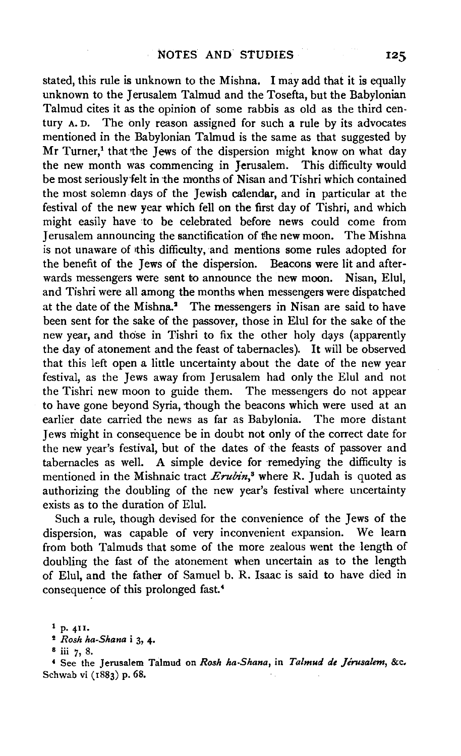stated, this rule is unknown to the Mishna. I may add that it is equally unknown to the Jerusalem Talmud and the Tosefta, but the Babylonian Talmud cites it as the opinion of some rabbis as old as the third century A. D. The only reason assigned for such a rule by its advocates mentioned in the Babylonian Talmud is the same as that suggested by Mr Turner,[1] that the Jews of the dispersion might know on what day the new month was commencing in Jerusalem. This difficulty would be most seriously felt in the months of Nisan and Tishri which contained the most solemn days of the Jewish calendar, and in particular at the festival of the new year which fell on the first day of Tishri, and which might easily have to be celebrated before news could come from Jerusalem announcing the sanctification of the new moon. The Mishna is not unaware of this difficulty, and mentions some rules adopted for the benefit of the Jews of the dispersion. Beacons were lit and afterwards messengers were sent to announce the new moon. Nisan, Elul, and Tishri were all among the months when messengers were dispatched at the date of the Mishna.[2] The messengers in Nisan are said to have been sent for the sake of the passover, those in Elul for the sake of the new year, and those in Tishri to fix the other holy days (apparently the day of atonement and the feast of tabernacles). It will be observed that this left open a little uncertainty about the date of the new year festival, as the Jews away from Jerusalem had only the Elul and not the Tishri new moon to guide them. The messengers do not appear to have gone beyond Syria, though the beacons which were used at an earlier date carried the news as far as Babylonia. The more distant Jews might in consequence be in doubt not only of the correct date for the new year's festival, but of the dates of the feasts of passover and tabernacles as well. A simple device for remedying the difficulty is mentioned in the Mishnaic tract *Erubin*,[3] where R. Judah is quoted as authorizing the doubling of the new year's festival where uncertainty exists as to the duration of Elul.

Such a rule, though devised for the convenience of the Jews of the dispersion, was capable of very inconvenient expansion. We learn from both Talmuds that some of the more zealous went the length of doubling the fast of the atonement when uncertain as to the length of Elul, and the father of Samuel b. R. Isaac is said to have died in consequence of this prolonged fast.[4]

[1] p. 411.

[2] *Rosh ha-Shana* i 3, 4.

[3] iii 7, 8.

[4] See the Jerusalem Talmud on *Rosh ha-Shana*, in *Talmud de Jérusalem*, &c. Schwab vi (1883) p. 68.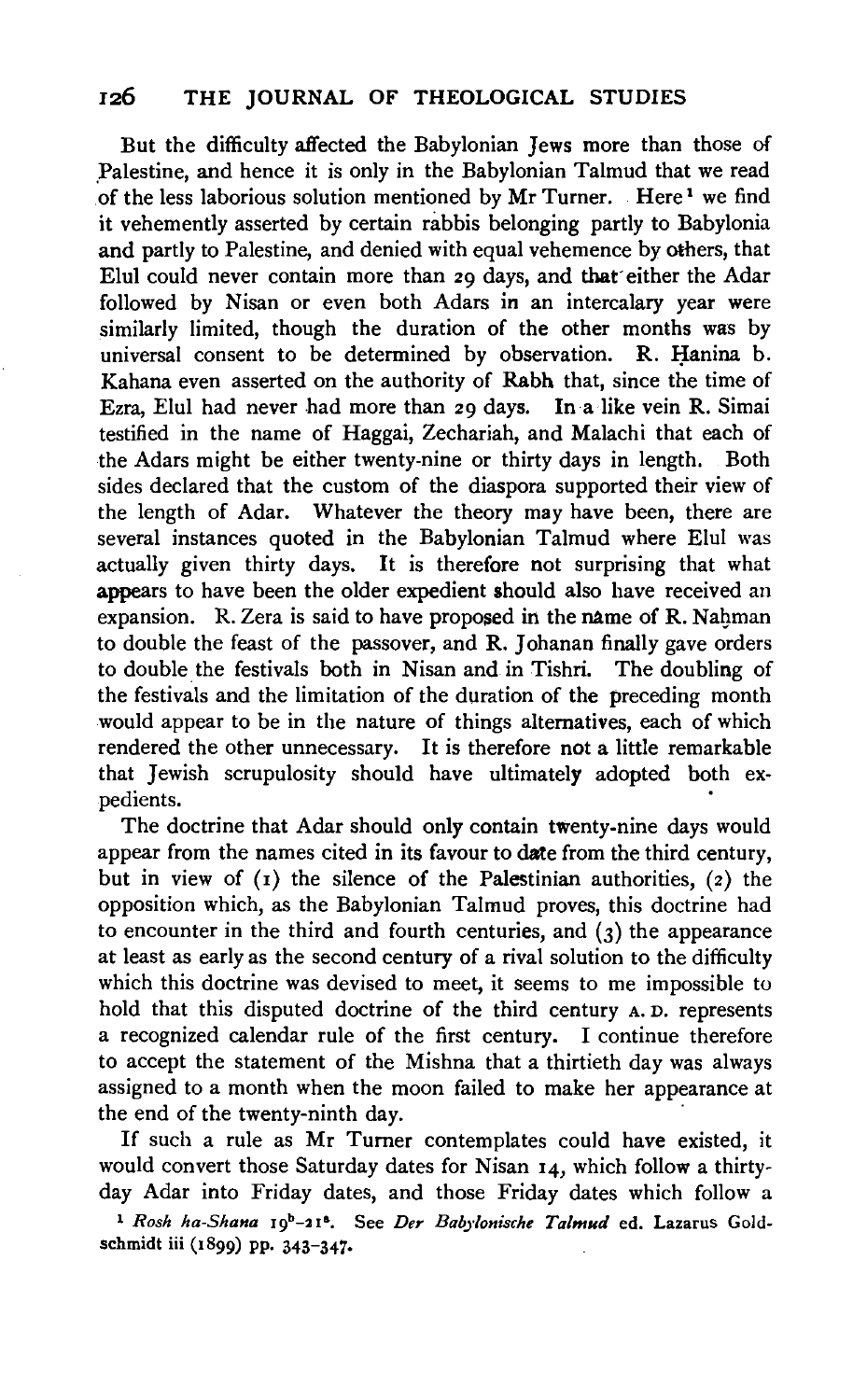But the difficulty affected the Babylonian Jews more than those of Palestine, and hence it is only in the Babylonian Talmud that we read of the less laborious solution mentioned by Mr Turner. Here[1] we find it vehemently asserted by certain rabbis belonging partly to Babylonia and partly to Palestine, and denied with equal vehemence by others, that Elul could never contain more than 29 days, and that either the Adar followed by Nisan or even both Adars in an intercalary year were similarly limited, though the duration of the other months was by universal consent to be determined by observation. R. Ḥanina b. Kahana even asserted on the authority of Rabh that, since the time of Ezra, Elul had never had more than 29 days. In a like vein R. Simai testified in the name of Haggai, Zechariah, and Malachi that each of the Adars might be either twenty-nine or thirty days in length. Both sides declared that the custom of the diaspora supported their view of the length of Adar. Whatever the theory may have been, there are several instances quoted in the Babylonian Talmud where Elul was actually given thirty days. It is therefore not surprising that what appears to have been the older expedient should also have received an expansion. R. Zera is said to have proposed in the name of R. Naḥman to double the feast of the passover, and R. Johanan finally gave orders to double the festivals both in Nisan and in Tishri. The doubling of the festivals and the limitation of the duration of the preceding month would appear to be in the nature of things alternatives, each of which rendered the other unnecessary. It is therefore not a little remarkable that Jewish scrupulosity should have ultimately adopted both expedients.

The doctrine that Adar should only contain twenty-nine days would appear from the names cited in its favour to date from the third century, but in view of (1) the silence of the Palestinian authorities, (2) the opposition which, as the Babylonian Talmud proves, this doctrine had to encounter in the third and fourth centuries, and (3) the appearance at least as early as the second century of a rival solution to the difficulty which this doctrine was devised to meet, it seems to me impossible to hold that this disputed doctrine of the third century A. D. represents a recognized calendar rule of the first century. I continue therefore to accept the statement of the Mishna that a thirtieth day was always assigned to a month when the moon failed to make her appearance at the end of the twenty-ninth day.

If such a rule as Mr Turner contemplates could have existed, it would convert those Saturday dates for Nisan 14, which follow a thirty-day Adar into Friday dates, and those Friday dates which follow a

[1] *Rosh ha-Shana* 19b–21a. See *Der Babylonische Talmud* ed. Lazarus Goldschmidt iii (1899) pp. 343–347.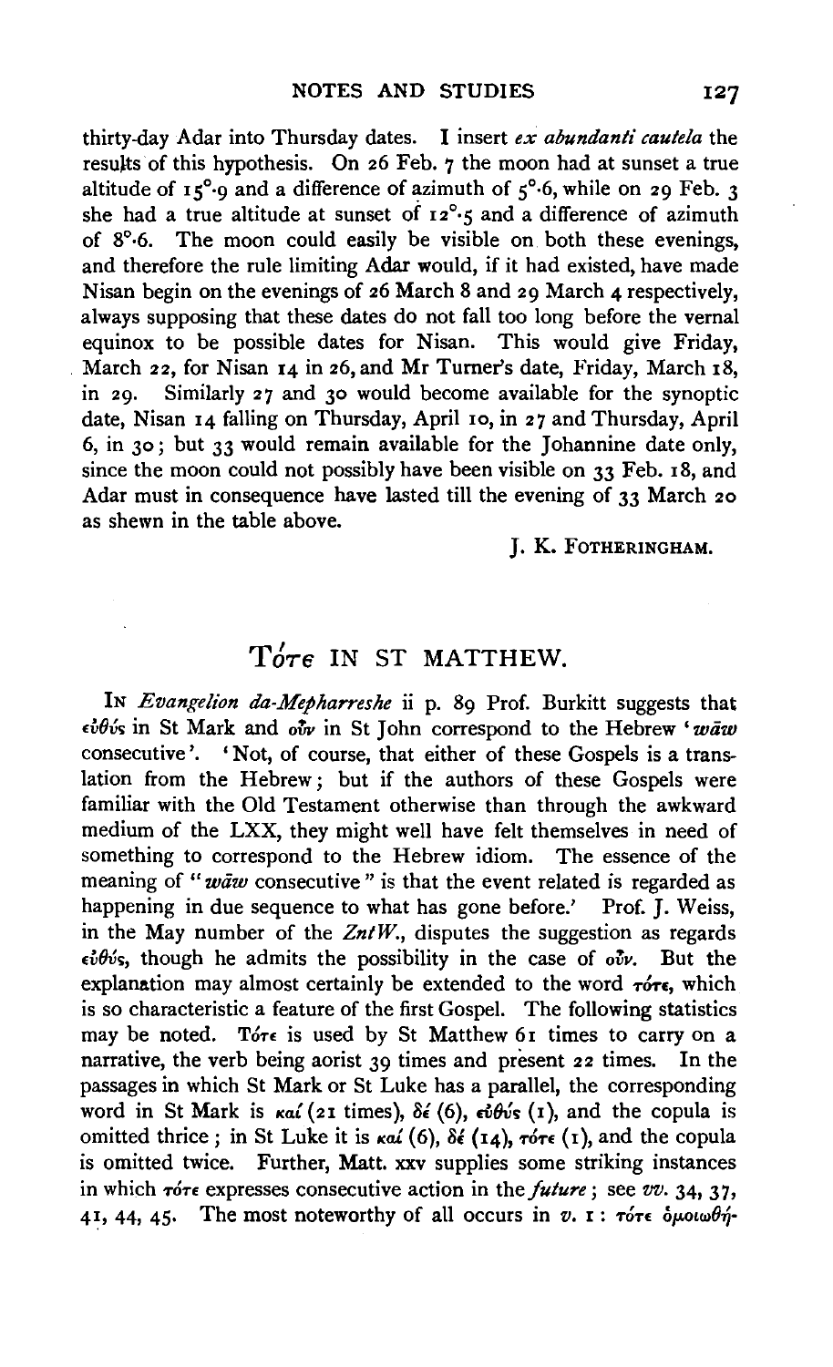thirty-day Adar into Thursday dates. I insert *ex abundanti cautela* the results of this hypothesis. On 26 Feb. 7 the moon had at sunset a true altitude of 15°·9 and a difference of azimuth of 5°·6, while on 29 Feb. 3 she had a true altitude at sunset of 12°·5 and a difference of azimuth of 8°·6. The moon could easily be visible on both these evenings, and therefore the rule limiting Adar would, if it had existed, have made Nisan begin on the evenings of 26 March 8 and 29 March 4 respectively, always supposing that these dates do not fall too long before the vernal equinox to be possible dates for Nisan. This would give Friday, March 22, for Nisan 14 in 26, and Mr Turner's date, Friday, March 18, in 29. Similarly 27 and 30 would become available for the synoptic date, Nisan 14 falling on Thursday, April 10, in 27 and Thursday, April 6, in 30; but 33 would remain available for the Johannine date only, since the moon could not possibly have been visible on 33 Feb. 18, and Adar must in consequence have lasted till the evening of 33 March 20 as shewn in the table above.

J. K. FOTHERINGHAM.

## Τότε IN ST MATTHEW.

IN *Evangelion da-Mepharreshe* ii p. 89 Prof. Burkitt suggests that εὐθύς in St Mark and οὖν in St John correspond to the Hebrew '*wāw* consecutive'. 'Not, of course, that either of these Gospels is a translation from the Hebrew; but if the authors of these Gospels were familiar with the Old Testament otherwise than through the awkward medium of the LXX, they might well have felt themselves in need of something to correspond to the Hebrew idiom. The essence of the meaning of "*wāw* consecutive" is that the event related is regarded as happening in due sequence to what has gone before.' Prof. J. Weiss, in the May number of the *ZntW.*, disputes the suggestion as regards εὐθύς, though he admits the possibility in the case of οὖν. But the explanation may almost certainly be extended to the word τότε, which is so characteristic a feature of the first Gospel. The following statistics may be noted. Τότε is used by St Matthew 61 times to carry on a narrative, the verb being aorist 39 times and present 22 times. In the passages in which St Mark or St Luke has a parallel, the corresponding word in St Mark is καί (21 times), δέ (6), εὐθύς (1), and the copula is omitted thrice; in St Luke it is καί (6), δέ (14), τότε (1), and the copula is omitted twice. Further, Matt. xxv supplies some striking instances in which τότε expresses consecutive action in the *future*; see *vv.* 34, 37, 41, 44, 45. The most noteworthy of all occurs in *v.* 1: τότε ὁμοιωθή-